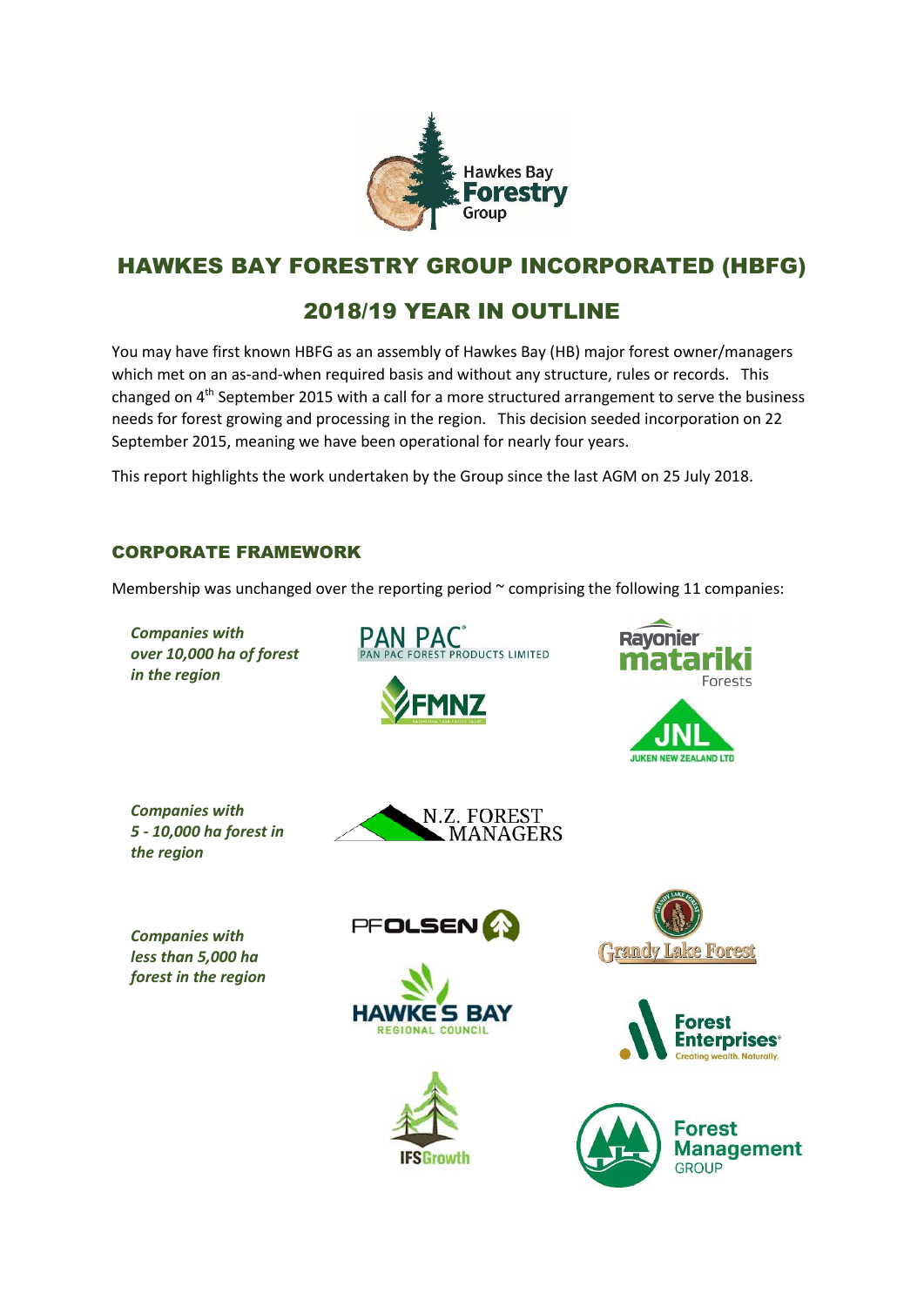# HAWKES BAY FORESTRY GROUP INCORPORATED (HBFG)

## 2018/19 YEAR IN OUTLINE

You may have first known HBFG as an assembly of Hawkes Bay (HB) major forest owner/managers which met on an as-and-when required basis and without any structure, rules or records. This changed on 4th September 2015 with a call for a more structured arrangement to serve the business needs for forest growing and processing in the region. This decision seeded incorporation on 22 September 2015, meaning we have been operational for nearly four years.

This report highlights the work undertaken by the Group since the last AGM on 25 July 2018.

### CORPORATE FRAMEWORK

Membership was unchanged over the reporting period ~ comprising the following 11 companies:

*Companies with over 10,000 ha of forest in the region*

- Pan Pac Forest Products Limited
- Rayonier Matariki Forests
- FMNZ
- JNL Juken New Zealand Ltd

*Companies with 5 - 10,000 ha forest in the region*

- N.Z. Forest Managers

*Companies with less than 5,000 ha forest in the region*

- PF Olsen
- Grandy Lake Forest
- Hawke's Bay Regional Council
- Forest Enterprises
- IFS Growth
- Forest Management Group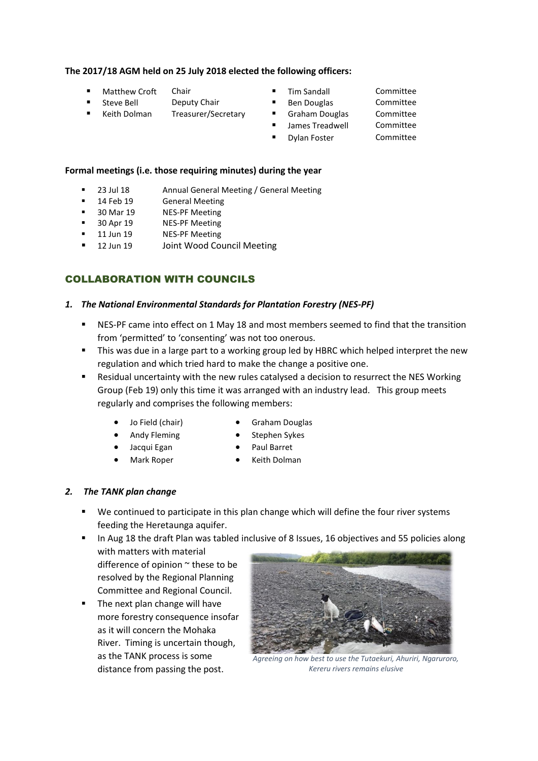**The 2017/18 AGM held on 25 July 2018 elected the following officers:**

- Matthew Croft Chair
- Steve Bell Deputy Chair
- Keith Dolman Treasurer/Secretary
- Tim Sandall Committee
- Ben Douglas Committee
- Graham Douglas Committee
- James Treadwell Committee
- Dylan Foster Committee

**Formal meetings (i.e. those requiring minutes) during the year**

- 23 Jul 18 Annual General Meeting / General Meeting
- 14 Feb 19 General Meeting
- 30 Mar 19 NES-PF Meeting
- 30 Apr 19 NES-PF Meeting
- 11 Jun 19 NES-PF Meeting
- 12 Jun 19 Joint Wood Council Meeting

## COLLABORATION WITH COUNCILS

### *1. The National Environmental Standards for Plantation Forestry (NES-PF)*

- NES-PF came into effect on 1 May 18 and most members seemed to find that the transition from 'permitted' to 'consenting' was not too onerous.
- This was due in a large part to a working group led by HBRC which helped interpret the new regulation and which tried hard to make the change a positive one.
- Residual uncertainty with the new rules catalysed a decision to resurrect the NES Working Group (Feb 19) only this time it was arranged with an industry lead. This group meets regularly and comprises the following members:
  - Jo Field (chair)
  - Andy Fleming
  - Jacqui Egan
  - Mark Roper
  - Graham Douglas
  - Stephen Sykes
  - Paul Barret
  - Keith Dolman

### *2. The TANK plan change*

- We continued to participate in this plan change which will define the four river systems feeding the Heretaunga aquifer.
- In Aug 18 the draft Plan was tabled inclusive of 8 Issues, 16 objectives and 55 policies along with matters with material difference of opinion ~ these to be resolved by the Regional Planning Committee and Regional Council.
- The next plan change will have more forestry consequence insofar as it will concern the Mohaka River. Timing is uncertain though, as the TANK process is some distance from passing the post.

*Agreeing on how best to use the Tutaekuri, Ahuriri, Ngaruroro, Kereru rivers remains elusive*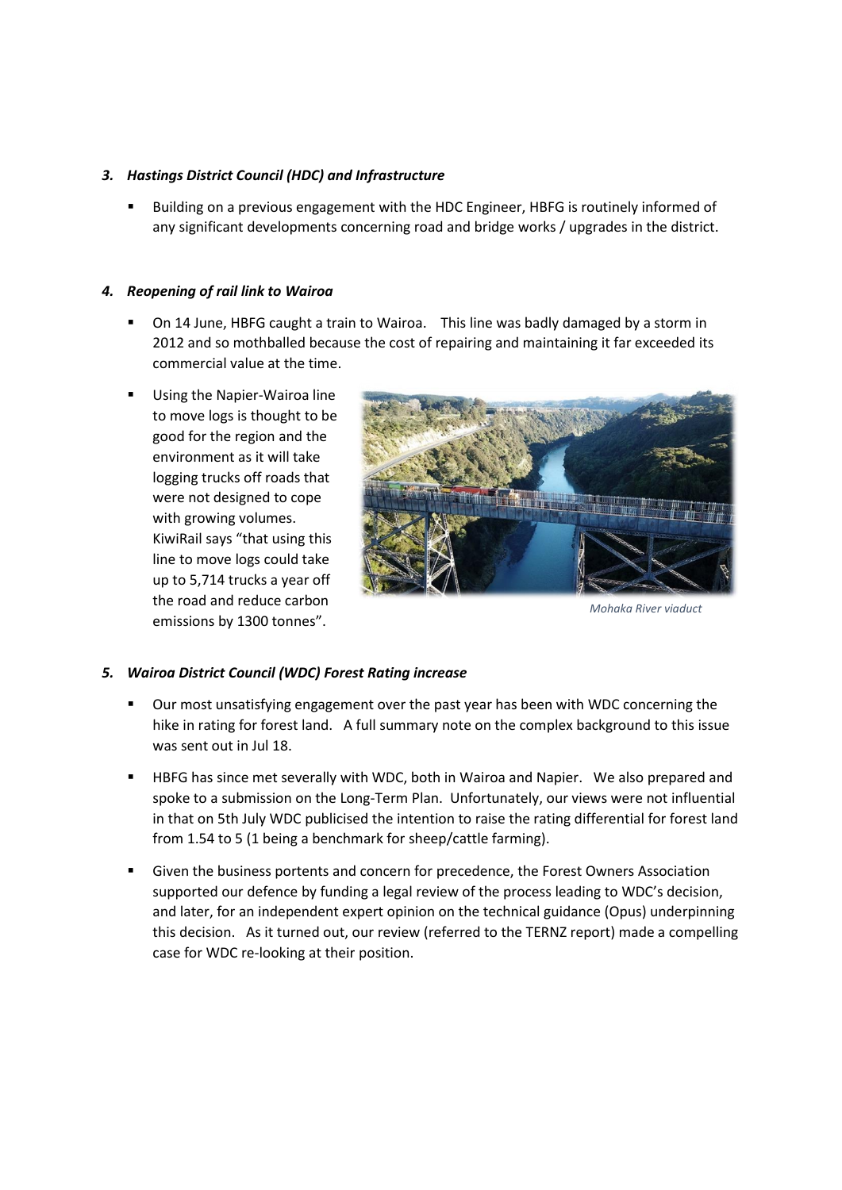### 3. *Hastings District Council (HDC) and Infrastructure*

- Building on a previous engagement with the HDC Engineer, HBFG is routinely informed of any significant developments concerning road and bridge works / upgrades in the district.

### 4. *Reopening of rail link to Wairoa*

- On 14 June, HBFG caught a train to Wairoa. This line was badly damaged by a storm in 2012 and so mothballed because the cost of repairing and maintaining it far exceeded its commercial value at the time.
- Using the Napier-Wairoa line to move logs is thought to be good for the region and the environment as it will take logging trucks off roads that were not designed to cope with growing volumes. KiwiRail says "that using this line to move logs could take up to 5,714 trucks a year off the road and reduce carbon emissions by 1300 tonnes".

*Mohaka River viaduct*

### 5. *Wairoa District Council (WDC) Forest Rating increase*

- Our most unsatisfying engagement over the past year has been with WDC concerning the hike in rating for forest land. A full summary note on the complex background to this issue was sent out in Jul 18.
- HBFG has since met severally with WDC, both in Wairoa and Napier. We also prepared and spoke to a submission on the Long-Term Plan. Unfortunately, our views were not influential in that on 5th July WDC publicised the intention to raise the rating differential for forest land from 1.54 to 5 (1 being a benchmark for sheep/cattle farming).
- Given the business portents and concern for precedence, the Forest Owners Association supported our defence by funding a legal review of the process leading to WDC's decision, and later, for an independent expert opinion on the technical guidance (Opus) underpinning this decision. As it turned out, our review (referred to the TERNZ report) made a compelling case for WDC re-looking at their position.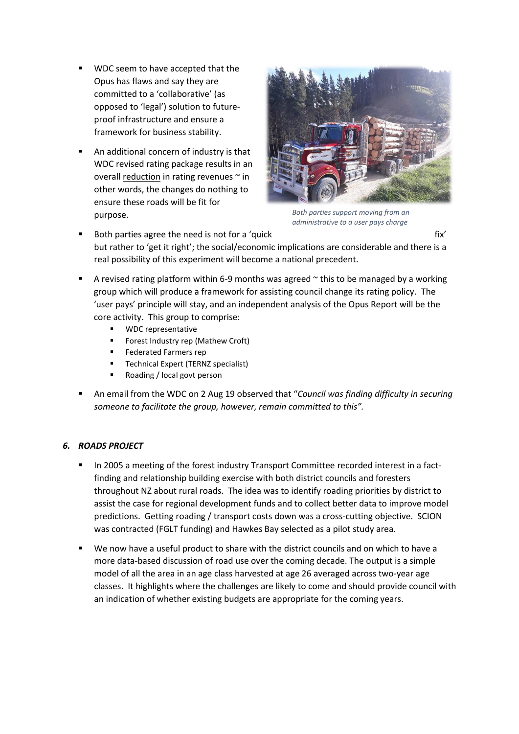- WDC seem to have accepted that the Opus has flaws and say they are committed to a 'collaborative' (as opposed to 'legal') solution to future-proof infrastructure and ensure a framework for business stability.
- An additional concern of industry is that WDC revised rating package results in an overall reduction in rating revenues ~ in other words, the changes do nothing to ensure these roads will be fit for purpose.

*Both parties support moving from an administrative to a user pays charge*

- Both parties agree the need is not for a 'quick fix' but rather to 'get it right'; the social/economic implications are considerable and there is a real possibility of this experiment will become a national precedent.
- A revised rating platform within 6-9 months was agreed ~ this to be managed by a working group which will produce a framework for assisting council change its rating policy. The 'user pays' principle will stay, and an independent analysis of the Opus Report will be the core activity. This group to comprise:
  - WDC representative
  - Forest Industry rep (Mathew Croft)
  - Federated Farmers rep
  - Technical Expert (TERNZ specialist)
  - Roading / local govt person
- An email from the WDC on 2 Aug 19 observed that "*Council was finding difficulty in securing someone to facilitate the group, however, remain committed to this"*.

### *6. ROADS PROJECT*

- In 2005 a meeting of the forest industry Transport Committee recorded interest in a fact-finding and relationship building exercise with both district councils and foresters throughout NZ about rural roads. The idea was to identify roading priorities by district to assist the case for regional development funds and to collect better data to improve model predictions. Getting roading / transport costs down was a cross-cutting objective. SCION was contracted (FGLT funding) and Hawkes Bay selected as a pilot study area.
- We now have a useful product to share with the district councils and on which to have a more data-based discussion of road use over the coming decade. The output is a simple model of all the area in an age class harvested at age 26 averaged across two-year age classes. It highlights where the challenges are likely to come and should provide council with an indication of whether existing budgets are appropriate for the coming years.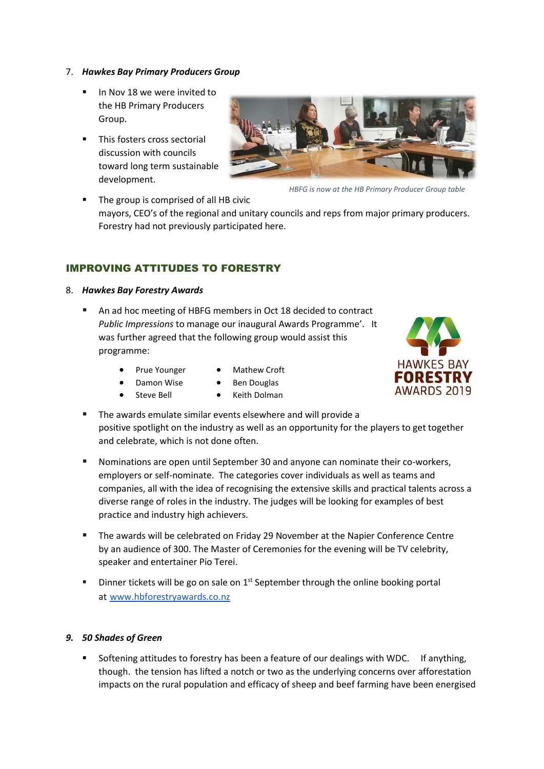7. ***Hawkes Bay Primary Producers Group***

 - In Nov 18 we were invited to the HB Primary Producers Group.
 - This fosters cross sectorial discussion with councils toward long term sustainable development.

*HBFG is now at the HB Primary Producer Group table*

 - The group is comprised of all HB civic mayors, CEO's of the regional and unitary councils and reps from major primary producers. Forestry had not previously participated here.

## IMPROVING ATTITUDES TO FORESTRY

8. ***Hawkes Bay Forestry Awards***

 - An ad hoc meeting of HBFG members in Oct 18 decided to contract *Public Impressions* to manage our inaugural Awards Programme'. It was further agreed that the following group would assist this programme:
   - Prue Younger
   - Damon Wise
   - Steve Bell
   - Mathew Croft
   - Ben Douglas
   - Keith Dolman

HAWKES BAY FORESTRY AWARDS 2019

 - The awards emulate similar events elsewhere and will provide a positive spotlight on the industry as well as an opportunity for the players to get together and celebrate, which is not done often.
 - Nominations are open until September 30 and anyone can nominate their co-workers, employers or self-nominate. The categories cover individuals as well as teams and companies, all with the idea of recognising the extensive skills and practical talents across a diverse range of roles in the industry. The judges will be looking for examples of best practice and industry high achievers.
 - The awards will be celebrated on Friday 29 November at the Napier Conference Centre by an audience of 300. The Master of Ceremonies for the evening will be TV celebrity, speaker and entertainer Pio Terei.
 - Dinner tickets will be go on sale on 1st September through the online booking portal at [www.hbforestryawards.co.nz](www.hbforestryawards.co.nz)

9. ***50 Shades of Green***

 - Softening attitudes to forestry has been a feature of our dealings with WDC. If anything, though. the tension has lifted a notch or two as the underlying concerns over afforestation impacts on the rural population and efficacy of sheep and beef farming have been energised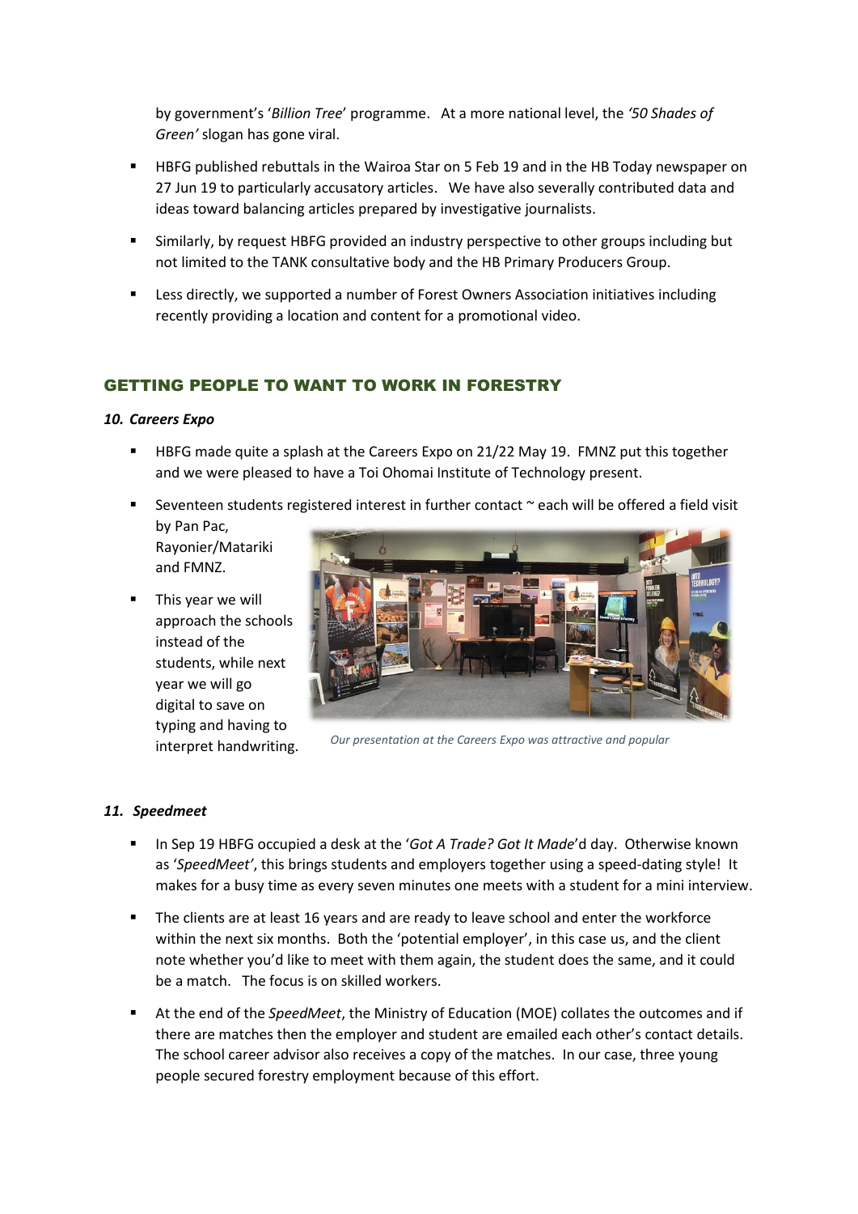by government's '*Billion Tree*' programme. At a more national level, the *'50 Shades of Green'* slogan has gone viral.

- HBFG published rebuttals in the Wairoa Star on 5 Feb 19 and in the HB Today newspaper on 27 Jun 19 to particularly accusatory articles. We have also severally contributed data and ideas toward balancing articles prepared by investigative journalists.
- Similarly, by request HBFG provided an industry perspective to other groups including but not limited to the TANK consultative body and the HB Primary Producers Group.
- Less directly, we supported a number of Forest Owners Association initiatives including recently providing a location and content for a promotional video.

## GETTING PEOPLE TO WANT TO WORK IN FORESTRY

### *10. Careers Expo*

- HBFG made quite a splash at the Careers Expo on 21/22 May 19. FMNZ put this together and we were pleased to have a Toi Ohomai Institute of Technology present.
- Seventeen students registered interest in further contact ~ each will be offered a field visit by Pan Pac, Rayonier/Matariki and FMNZ.
- This year we will approach the schools instead of the students, while next year we will go digital to save on typing and having to interpret handwriting.

*Our presentation at the Careers Expo was attractive and popular*

### *11. Speedmeet*

- In Sep 19 HBFG occupied a desk at the '*Got A Trade? Got It Made*'d day. Otherwise known as '*SpeedMeet'*, this brings students and employers together using a speed-dating style! It makes for a busy time as every seven minutes one meets with a student for a mini interview.
- The clients are at least 16 years and are ready to leave school and enter the workforce within the next six months. Both the 'potential employer', in this case us, and the client note whether you'd like to meet with them again, the student does the same, and it could be a match. The focus is on skilled workers.
- At the end of the *SpeedMeet*, the Ministry of Education (MOE) collates the outcomes and if there are matches then the employer and student are emailed each other's contact details. The school career advisor also receives a copy of the matches. In our case, three young people secured forestry employment because of this effort.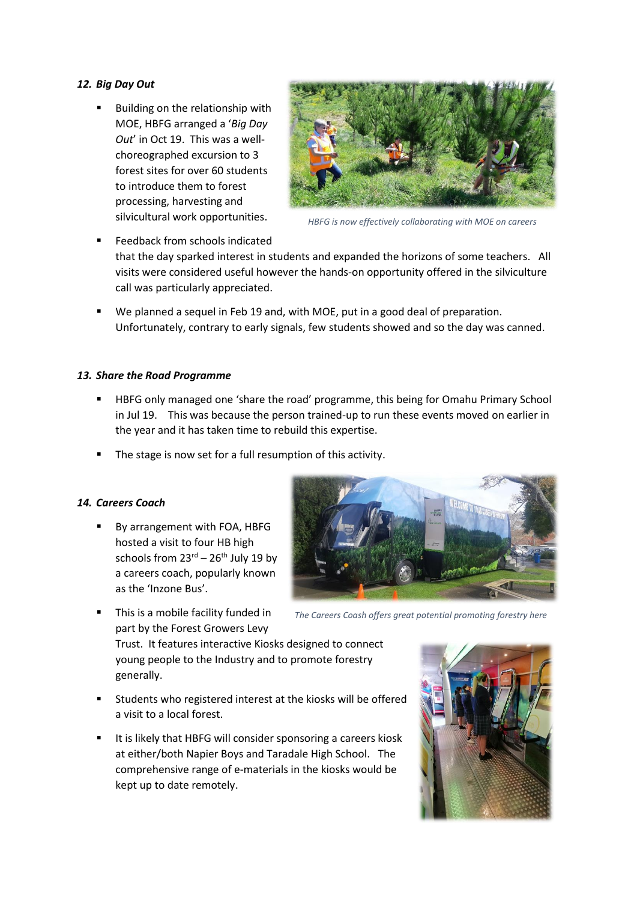*12. Big Day Out*

- Building on the relationship with MOE, HBFG arranged a '*Big Day Out*' in Oct 19. This was a well-choreographed excursion to 3 forest sites for over 60 students to introduce them to forest processing, harvesting and silvicultural work opportunities.

*HBFG is now effectively collaborating with MOE on careers*

- Feedback from schools indicated that the day sparked interest in students and expanded the horizons of some teachers. All visits were considered useful however the hands-on opportunity offered in the silviculture call was particularly appreciated.

- We planned a sequel in Feb 19 and, with MOE, put in a good deal of preparation. Unfortunately, contrary to early signals, few students showed and so the day was canned.

*13. Share the Road Programme*

- HBFG only managed one 'share the road' programme, this being for Omahu Primary School in Jul 19. This was because the person trained-up to run these events moved on earlier in the year and it has taken time to rebuild this expertise.

- The stage is now set for a full resumption of this activity.

*14. Careers Coach*

- By arrangement with FOA, HBFG hosted a visit to four HB high schools from 23rd – 26th July 19 by a careers coach, popularly known as the 'Inzone Bus'.

*The Careers Coash offers great potential promoting forestry here*

- This is a mobile facility funded in part by the Forest Growers Levy Trust. It features interactive Kiosks designed to connect young people to the Industry and to promote forestry generally.

- Students who registered interest at the kiosks will be offered a visit to a local forest.

- It is likely that HBFG will consider sponsoring a careers kiosk at either/both Napier Boys and Taradale High School. The comprehensive range of e-materials in the kiosks would be kept up to date remotely.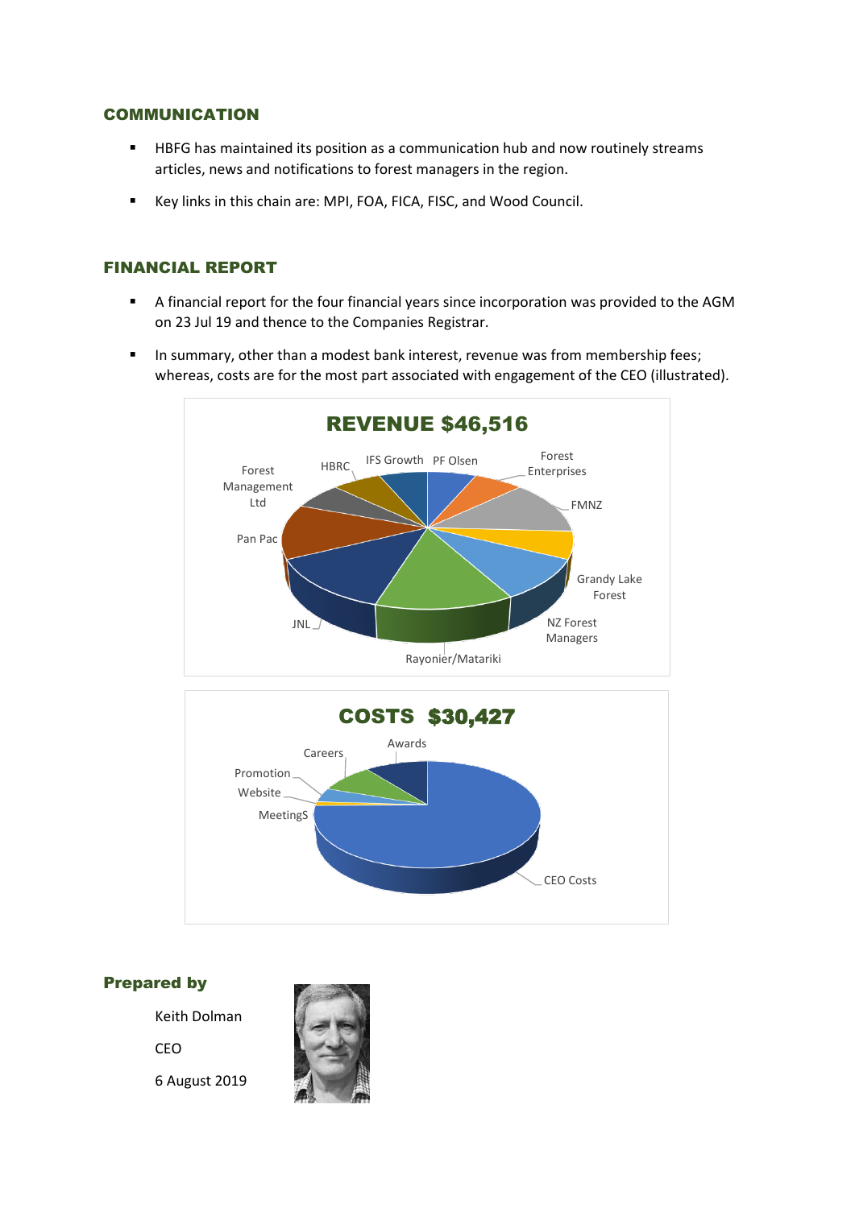## COMMUNICATION

- HBFG has maintained its position as a communication hub and now routinely streams articles, news and notifications to forest managers in the region.
- Key links in this chain are: MPI, FOA, FICA, FISC, and Wood Council.

## FINANCIAL REPORT

- A financial report for the four financial years since incorporation was provided to the AGM on 23 Jul 19 and thence to the Companies Registrar.
- In summary, other than a modest bank interest, revenue was from membership fees; whereas, costs are for the most part associated with engagement of the CEO (illustrated).

REVENUE $46,516

Forest Management Ltd
HBRC
IFS Growth
PF Olsen
Forest Enterprises
FMNZ
Pan Pac
Grandy Lake Forest
JNL
NZ Forest Managers
Rayonier/Matariki

COSTS $30,427

Careers
Awards
Promotion
Website
MeetingS
CEO Costs

## Prepared by

Keith Dolman

CEO

6 August 2019